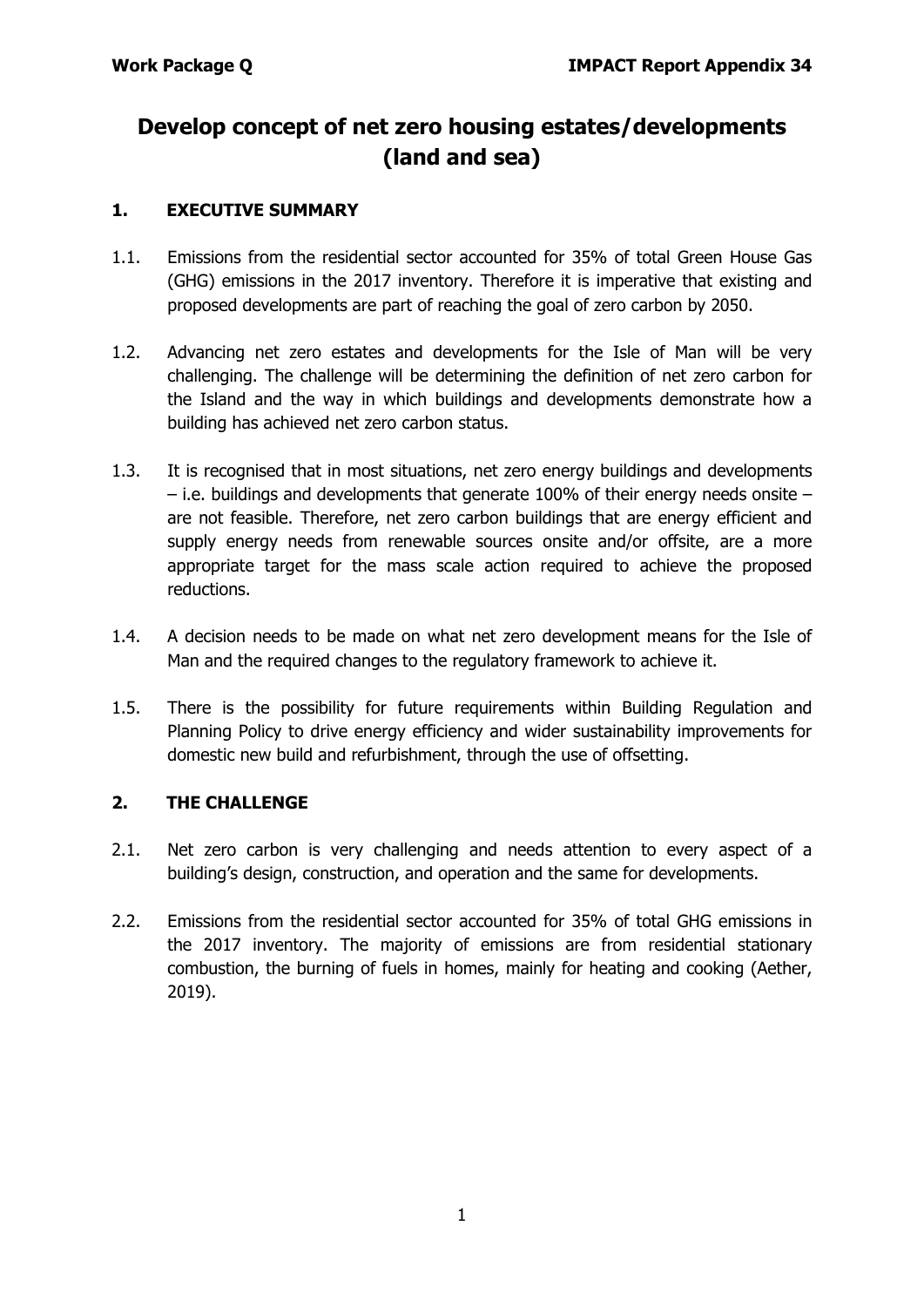# Develop concept of net zero housing estates/developments (land and sea)

## 1. EXECUTIVE SUMMARY

1.1. Emissions from the residential sector accounted for 35% of total Green House Gas (GHG) emissions in the 2017 inventory. Therefore it is imperative that existing and proposed developments are part of reaching the goal of zero carbon by 2050.

1.2. Advancing net zero estates and developments for the Isle of Man will be very challenging. The challenge will be determining the definition of net zero carbon for the Island and the way in which buildings and developments demonstrate how a building has achieved net zero carbon status.

1.3. It is recognised that in most situations, net zero energy buildings and developments – i.e. buildings and developments that generate 100% of their energy needs onsite – are not feasible. Therefore, net zero carbon buildings that are energy efficient and supply energy needs from renewable sources onsite and/or offsite, are a more appropriate target for the mass scale action required to achieve the proposed reductions.

1.4. A decision needs to be made on what net zero development means for the Isle of Man and the required changes to the regulatory framework to achieve it.

1.5. There is the possibility for future requirements within Building Regulation and Planning Policy to drive energy efficiency and wider sustainability improvements for domestic new build and refurbishment, through the use of offsetting.

## 2. THE CHALLENGE

2.1. Net zero carbon is very challenging and needs attention to every aspect of a building's design, construction, and operation and the same for developments.

2.2. Emissions from the residential sector accounted for 35% of total GHG emissions in the 2017 inventory. The majority of emissions are from residential stationary combustion, the burning of fuels in homes, mainly for heating and cooking (Aether, 2019).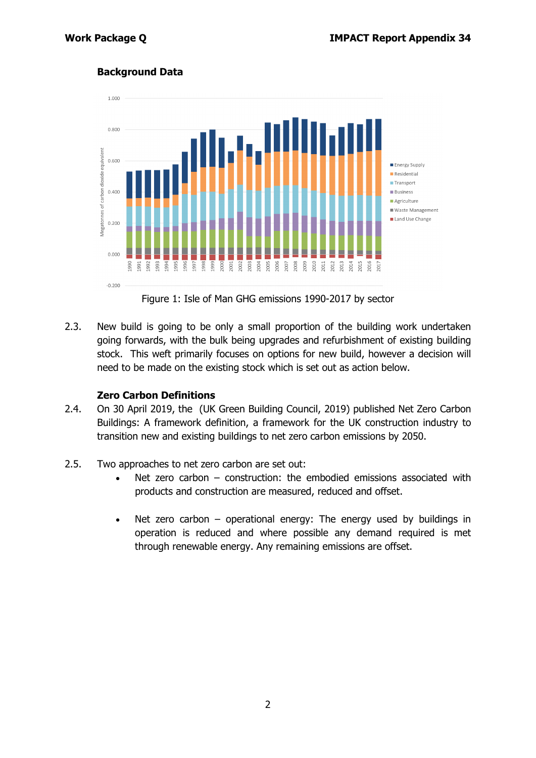## Background Data

Figure 1: Isle of Man GHG emissions 1990-2017 by sector

2.3. New build is going to be only a small proportion of the building work undertaken going forwards, with the bulk being upgrades and refurbishment of existing building stock. This weft primarily focuses on options for new build, however a decision will need to be made on the existing stock which is set out as action below.

### Zero Carbon Definitions

2.4. On 30 April 2019, the (UK Green Building Council, 2019) published Net Zero Carbon Buildings: A framework definition, a framework for the UK construction industry to transition new and existing buildings to net zero carbon emissions by 2050.

2.5. Two approaches to net zero carbon are set out:

- Net zero carbon – construction: the embodied emissions associated with products and construction are measured, reduced and offset.
- Net zero carbon – operational energy: The energy used by buildings in operation is reduced and where possible any demand required is met through renewable energy. Any remaining emissions are offset.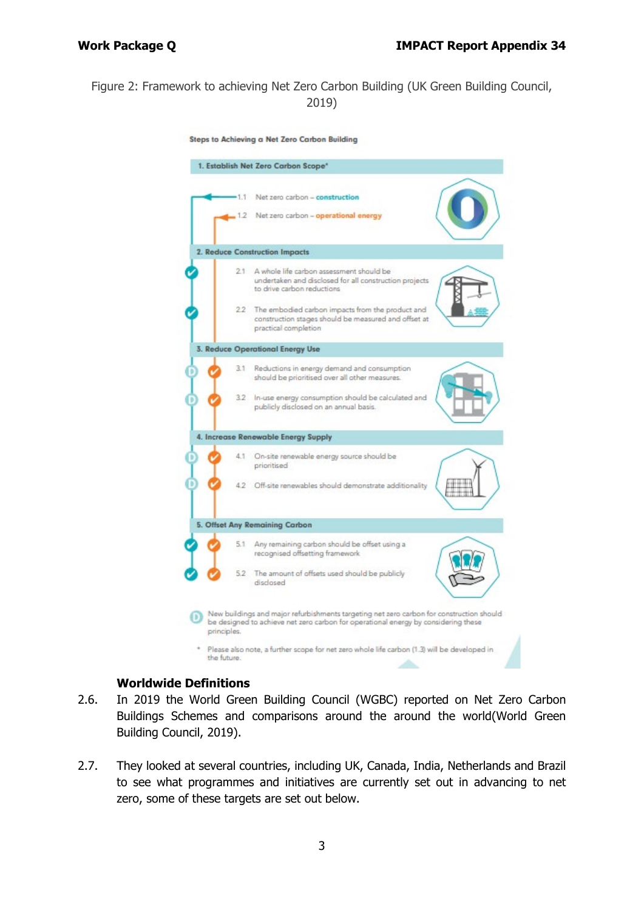Figure 2: Framework to achieving Net Zero Carbon Building (UK Green Building Council, 2019)

**Steps to Achieving a Net Zero Carbon Building**

**1. Establish Net Zero Carbon Scope***

- 1.1 Net zero carbon – **construction**
- 1.2 Net zero carbon – **operational energy**

**2. Reduce Construction Impacts**

- 2.1 A whole life carbon assessment should be undertaken and disclosed for all construction projects to drive carbon reductions
- 2.2 The embodied carbon impacts from the product and construction stages should be measured and offset at practical completion

**3. Reduce Operational Energy Use**

- 3.1 Reductions in energy demand and consumption should be prioritised over all other measures.
- 3.2 In-use energy consumption should be calculated and publicly disclosed on an annual basis.

**4. Increase Renewable Energy Supply**

- 4.1 On-site renewable energy source should be prioritised
- 4.2 Off-site renewables should demonstrate additionality

**5. Offset Any Remaining Carbon**

- 5.1 Any remaining carbon should be offset using a recognised offsetting framework
- 5.2 The amount of offsets used should be publicly disclosed

D New buildings and major refurbishments targeting net zero carbon for construction should be designed to achieve net zero carbon for operational energy by considering these principles.

* Please also note, a further scope for net zero whole life carbon (1.3) will be developed in the future.

### Worldwide Definitions

2.6. In 2019 the World Green Building Council (WGBC) reported on Net Zero Carbon Buildings Schemes and comparisons around the around the world(World Green Building Council, 2019).

2.7. They looked at several countries, including UK, Canada, India, Netherlands and Brazil to see what programmes and initiatives are currently set out in advancing to net zero, some of these targets are set out below.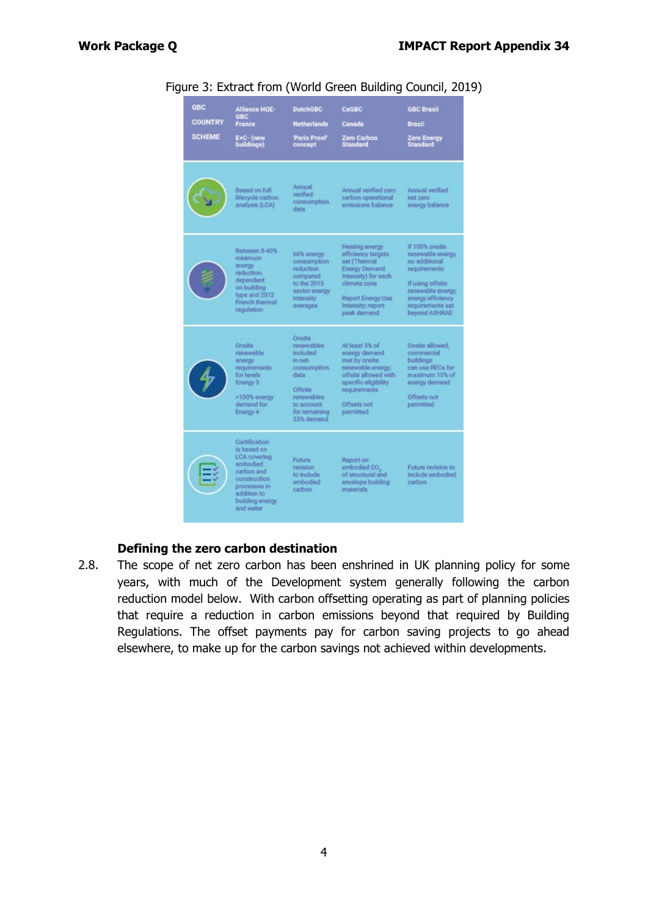Figure 3: Extract from (World Green Building Council, 2019)

| GBC<br>COUNTRY<br>SCHEME | Alliance HQE-GBC<br>France<br>E+C- (new buildings) | DutchGBC<br>Netherlands<br>'Paris Proof' concept | CaGBC<br>Canada<br>Zero Carbon Standard | GBC Brasil<br>Brazil<br>Zero Energy Standard |
|---|---|---|---|---|
| | Based on full lifecycle carbon analysis (LCA) | Annual verified consumption data | Annual verified zero carbon operational emissions balance | Annual verified net zero energy balance |
| | Between 5-40% minimum energy reduction, dependent on building type and 2012 French thermal regulation | 66% energy consumption reduction compared to the 2015 sector energy intensity averages | Heating energy efficiency targets set (Thermal Energy Demand Intensity) for each climate zone<br><br>Report Energy Use Intensity; report peak demand | If 100% onsite renewable energy, no additional requirements<br><br>If using offsite renewable energy, energy efficiency requirements set beyond ASHRAE |
| | Onsite renewable energy requirements for levels Energy 3<br><br>>100% energy demand for Energy 4 | Onsite renewables included in net-consumption data<br><br>Offsite renewables to account for remaining 33% demand | At least 5% of energy demand met by onsite renewable energy; offsite allowed with specific eligibility requirements<br><br>Offsets not permitted | Onsite allowed, commercial buildings can use RECs for maximum 10% of energy demand<br><br>Offsets not permitted |
| | Certification is based on LCA covering embodied carbon and construction processes in addition to building energy and water | Future revision to include embodied carbon | Report on embodied $CO_2$ of structural and envelope building materials | Future revision to include embodied carbon |

### Defining the zero carbon destination

2.8. The scope of net zero carbon has been enshrined in UK planning policy for some years, with much of the Development system generally following the carbon reduction model below. With carbon offsetting operating as part of planning policies that require a reduction in carbon emissions beyond that required by Building Regulations. The offset payments pay for carbon saving projects to go ahead elsewhere, to make up for the carbon savings not achieved within developments.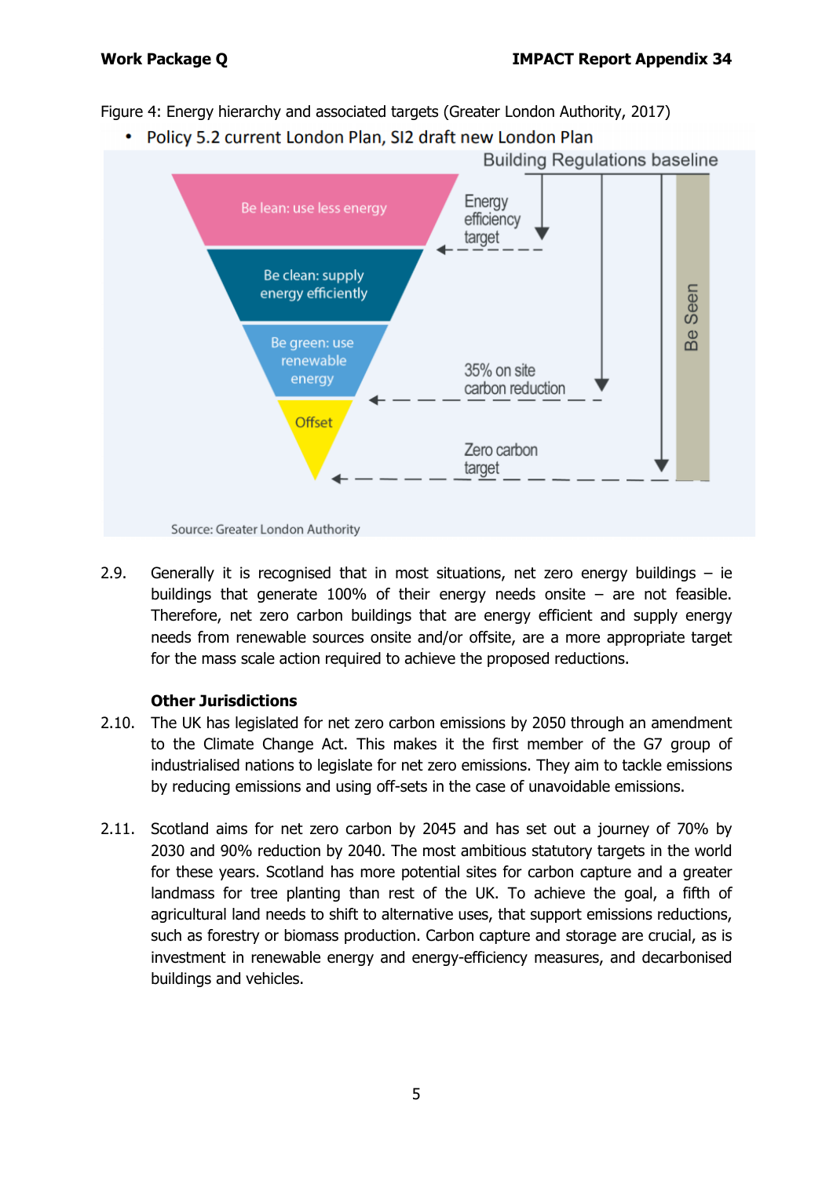Figure 4: Energy hierarchy and associated targets (Greater London Authority, 2017)

- Policy 5.2 current London Plan, SI2 draft new London Plan

Building Regulations baseline

Be lean: use less energy

Be clean: supply energy efficiently

Be green: use renewable energy

Offset

Energy efficiency target

35% on site carbon reduction

Zero carbon target

Be Seen

Source: Greater London Authority

2.9. Generally it is recognised that in most situations, net zero energy buildings – ie buildings that generate 100% of their energy needs onsite – are not feasible. Therefore, net zero carbon buildings that are energy efficient and supply energy needs from renewable sources onsite and/or offsite, are a more appropriate target for the mass scale action required to achieve the proposed reductions.

**Other Jurisdictions**

2.10. The UK has legislated for net zero carbon emissions by 2050 through an amendment to the Climate Change Act. This makes it the first member of the G7 group of industrialised nations to legislate for net zero emissions. They aim to tackle emissions by reducing emissions and using off-sets in the case of unavoidable emissions.

2.11. Scotland aims for net zero carbon by 2045 and has set out a journey of 70% by 2030 and 90% reduction by 2040. The most ambitious statutory targets in the world for these years. Scotland has more potential sites for carbon capture and a greater landmass for tree planting than rest of the UK. To achieve the goal, a fifth of agricultural land needs to shift to alternative uses, that support emissions reductions, such as forestry or biomass production. Carbon capture and storage are crucial, as is investment in renewable energy and energy-efficiency measures, and decarbonised buildings and vehicles.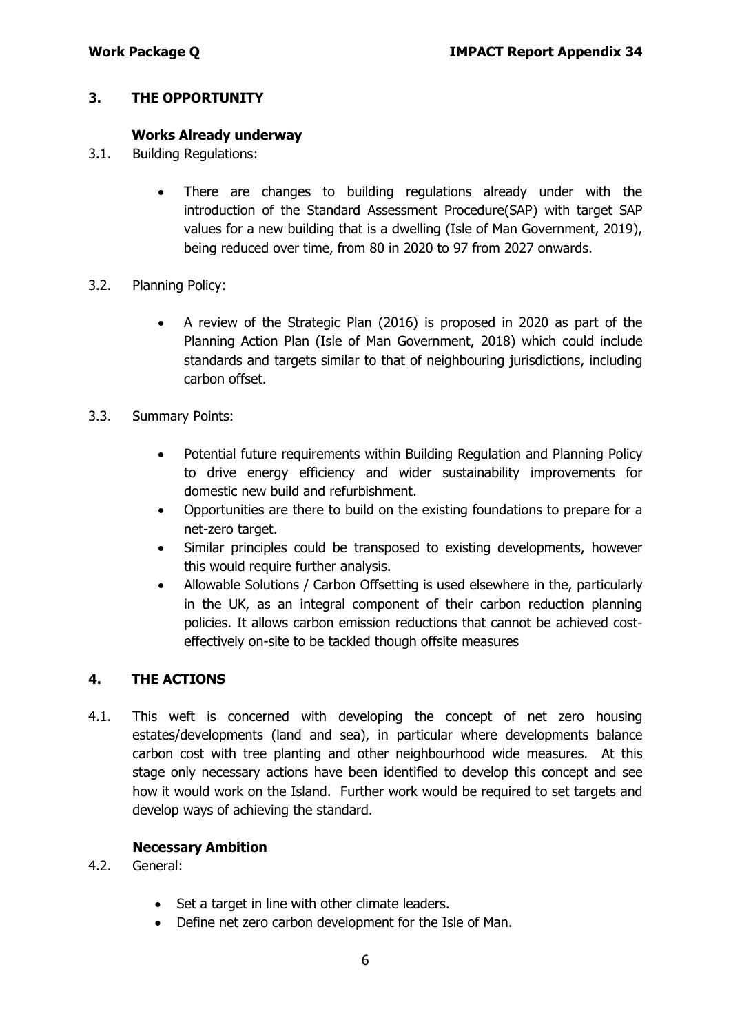## 3. THE OPPORTUNITY

### Works Already underway

3.1. Building Regulations:

- There are changes to building regulations already under with the introduction of the Standard Assessment Procedure(SAP) with target SAP values for a new building that is a dwelling (Isle of Man Government, 2019), being reduced over time, from 80 in 2020 to 97 from 2027 onwards.

3.2. Planning Policy:

- A review of the Strategic Plan (2016) is proposed in 2020 as part of the Planning Action Plan (Isle of Man Government, 2018) which could include standards and targets similar to that of neighbouring jurisdictions, including carbon offset.

3.3. Summary Points:

- Potential future requirements within Building Regulation and Planning Policy to drive energy efficiency and wider sustainability improvements for domestic new build and refurbishment.
- Opportunities are there to build on the existing foundations to prepare for a net-zero target.
- Similar principles could be transposed to existing developments, however this would require further analysis.
- Allowable Solutions / Carbon Offsetting is used elsewhere in the, particularly in the UK, as an integral component of their carbon reduction planning policies. It allows carbon emission reductions that cannot be achieved cost-effectively on-site to be tackled though offsite measures

## 4. THE ACTIONS

4.1. This weft is concerned with developing the concept of net zero housing estates/developments (land and sea), in particular where developments balance carbon cost with tree planting and other neighbourhood wide measures. At this stage only necessary actions have been identified to develop this concept and see how it would work on the Island. Further work would be required to set targets and develop ways of achieving the standard.

### Necessary Ambition

4.2. General:

- Set a target in line with other climate leaders.
- Define net zero carbon development for the Isle of Man.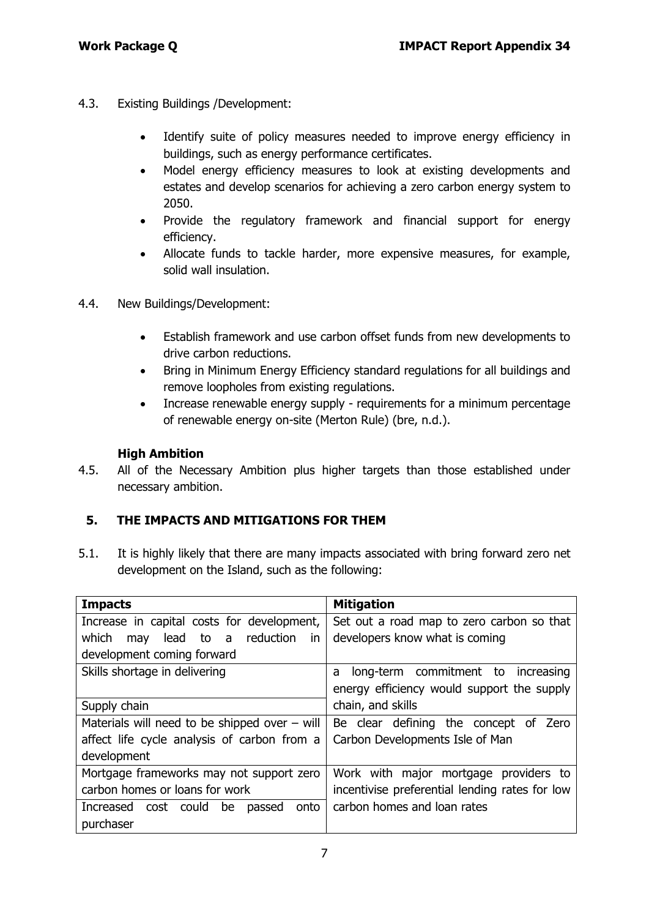4.3. Existing Buildings /Development:

- Identify suite of policy measures needed to improve energy efficiency in buildings, such as energy performance certificates.
- Model energy efficiency measures to look at existing developments and estates and develop scenarios for achieving a zero carbon energy system to 2050.
- Provide the regulatory framework and financial support for energy efficiency.
- Allocate funds to tackle harder, more expensive measures, for example, solid wall insulation.

4.4. New Buildings/Development:

- Establish framework and use carbon offset funds from new developments to drive carbon reductions.
- Bring in Minimum Energy Efficiency standard regulations for all buildings and remove loopholes from existing regulations.
- Increase renewable energy supply - requirements for a minimum percentage of renewable energy on-site (Merton Rule) (bre, n.d.).

**High Ambition**

4.5. All of the Necessary Ambition plus higher targets than those established under necessary ambition.

## 5. THE IMPACTS AND MITIGATIONS FOR THEM

5.1. It is highly likely that there are many impacts associated with bring forward zero net development on the Island, such as the following:

| **Impacts** | **Mitigation** |
|---|---|
| Increase in capital costs for development, which may lead to a reduction in development coming forward | Set out a road map to zero carbon so that developers know what is coming |
| Skills shortage in delivering | a long-term commitment to increasing energy efficiency would support the supply chain, and skills |
| Supply chain | |
| Materials will need to be shipped over – will affect life cycle analysis of carbon from a development | Be clear defining the concept of Zero Carbon Developments Isle of Man |
| Mortgage frameworks may not support zero carbon homes or loans for work | Work with major mortgage providers to incentivise preferential lending rates for low carbon homes and loan rates |
| Increased cost could be passed onto purchaser | |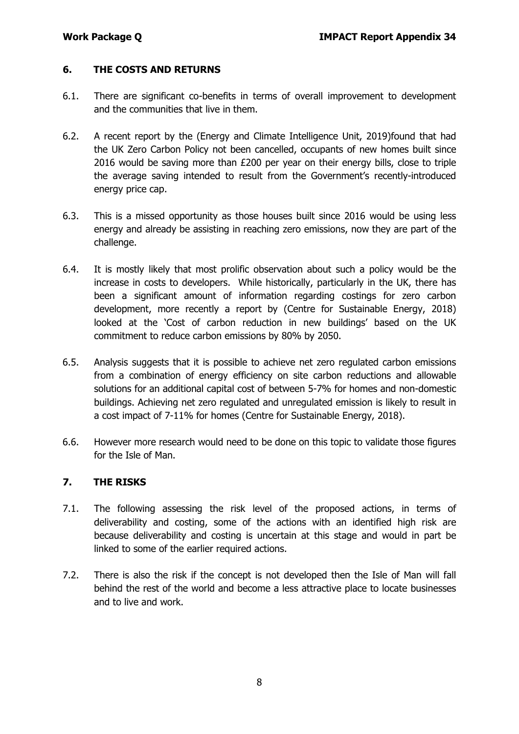## 6. THE COSTS AND RETURNS

6.1. There are significant co-benefits in terms of overall improvement to development and the communities that live in them.

6.2. A recent report by the (Energy and Climate Intelligence Unit, 2019)found that had the UK Zero Carbon Policy not been cancelled, occupants of new homes built since 2016 would be saving more than £200 per year on their energy bills, close to triple the average saving intended to result from the Government's recently-introduced energy price cap.

6.3. This is a missed opportunity as those houses built since 2016 would be using less energy and already be assisting in reaching zero emissions, now they are part of the challenge.

6.4. It is mostly likely that most prolific observation about such a policy would be the increase in costs to developers. While historically, particularly in the UK, there has been a significant amount of information regarding costings for zero carbon development, more recently a report by (Centre for Sustainable Energy, 2018) looked at the 'Cost of carbon reduction in new buildings' based on the UK commitment to reduce carbon emissions by 80% by 2050.

6.5. Analysis suggests that it is possible to achieve net zero regulated carbon emissions from a combination of energy efficiency on site carbon reductions and allowable solutions for an additional capital cost of between 5-7% for homes and non-domestic buildings. Achieving net zero regulated and unregulated emission is likely to result in a cost impact of 7-11% for homes (Centre for Sustainable Energy, 2018).

6.6. However more research would need to be done on this topic to validate those figures for the Isle of Man.

## 7. THE RISKS

7.1. The following assessing the risk level of the proposed actions, in terms of deliverability and costing, some of the actions with an identified high risk are because deliverability and costing is uncertain at this stage and would in part be linked to some of the earlier required actions.

7.2. There is also the risk if the concept is not developed then the Isle of Man will fall behind the rest of the world and become a less attractive place to locate businesses and to live and work.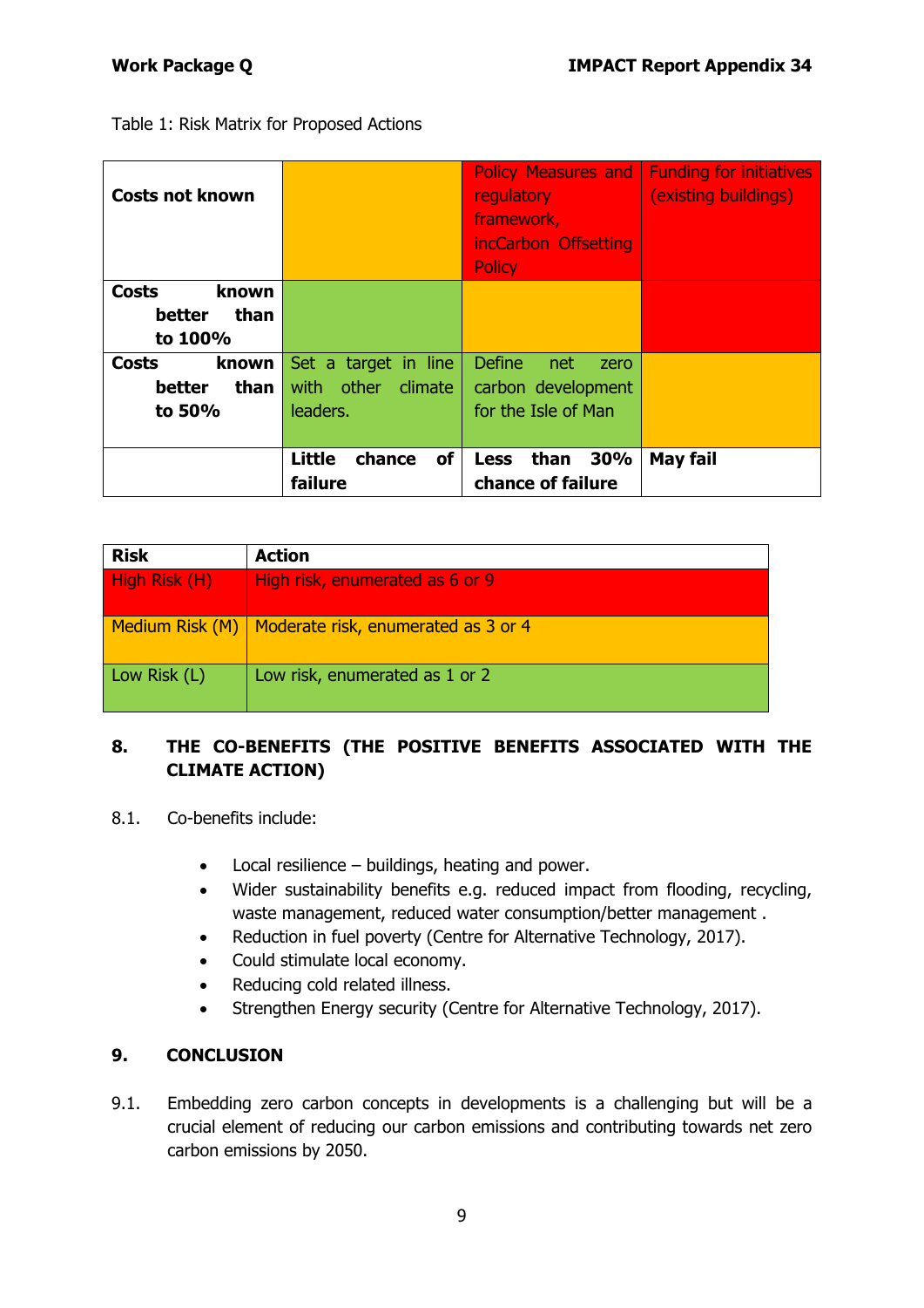Table 1: Risk Matrix for Proposed Actions

| Costs not known | | Policy Measures and regulatory framework, incCarbon Offsetting Policy | Funding for initiatives (existing buildings) |
|---|---|---|---|
| **Costs known better than to 100%** | | | |
| **Costs known better than to 50%** | Set a target in line with other climate leaders. | Define net zero carbon development for the Isle of Man | |
| | **Little chance of failure** | **Less than 30% chance of failure** | **May fail** |

| Risk | Action |
|---|---|
| High Risk (H) | High risk, enumerated as 6 or 9 |
| Medium Risk (M) | Moderate risk, enumerated as 3 or 4 |
| Low Risk (L) | Low risk, enumerated as 1 or 2 |

## 8. THE CO-BENEFITS (THE POSITIVE BENEFITS ASSOCIATED WITH THE CLIMATE ACTION)

8.1. Co-benefits include:

- Local resilience – buildings, heating and power.
- Wider sustainability benefits e.g. reduced impact from flooding, recycling, waste management, reduced water consumption/better management .
- Reduction in fuel poverty (Centre for Alternative Technology, 2017).
- Could stimulate local economy.
- Reducing cold related illness.
- Strengthen Energy security (Centre for Alternative Technology, 2017).

## 9. CONCLUSION

9.1. Embedding zero carbon concepts in developments is a challenging but will be a crucial element of reducing our carbon emissions and contributing towards net zero carbon emissions by 2050.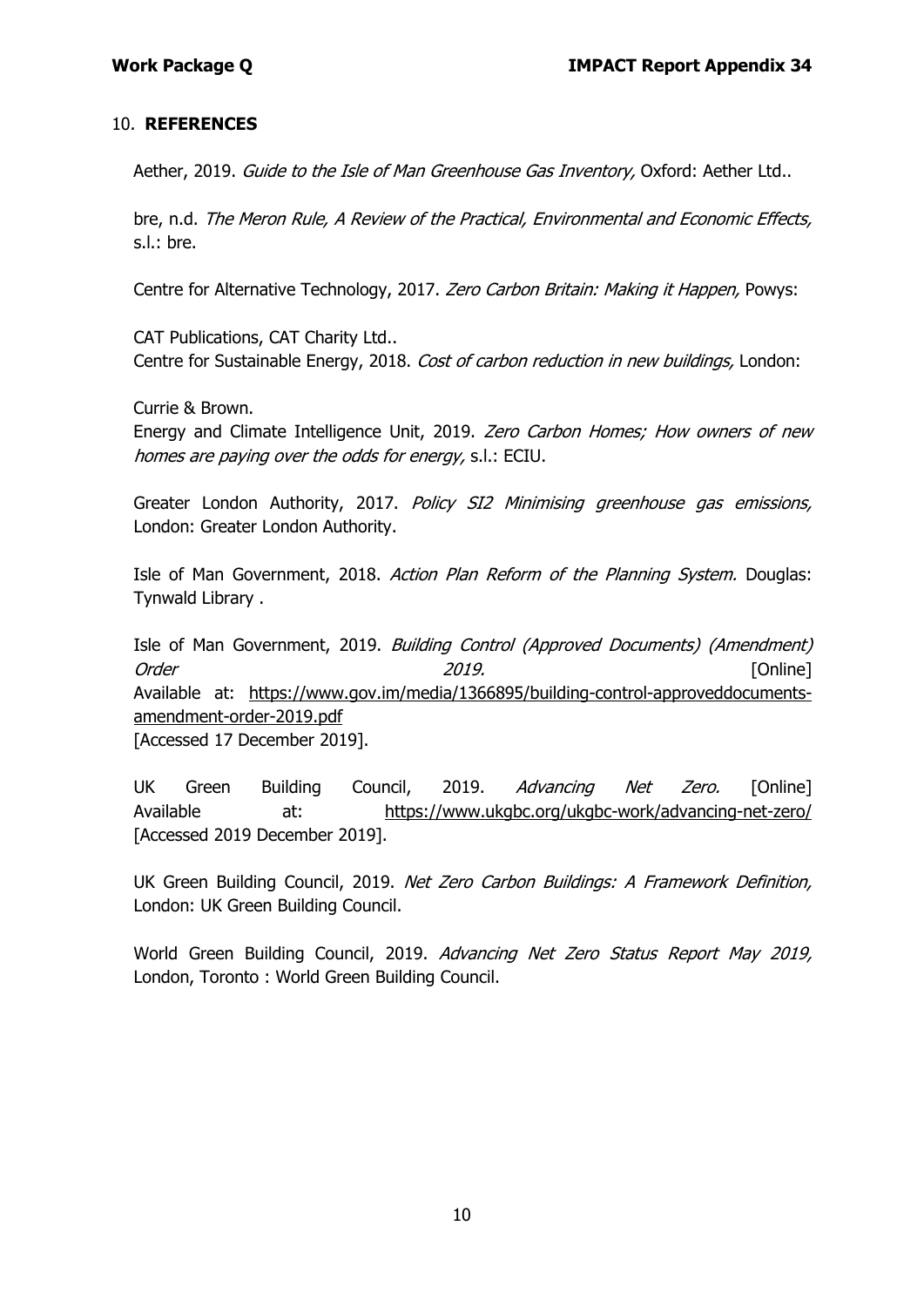## 10. **REFERENCES**

Aether, 2019. *Guide to the Isle of Man Greenhouse Gas Inventory,* Oxford: Aether Ltd..

bre, n.d. *The Meron Rule, A Review of the Practical, Environmental and Economic Effects,* s.l.: bre.

Centre for Alternative Technology, 2017. *Zero Carbon Britain: Making it Happen,* Powys:

CAT Publications, CAT Charity Ltd..
Centre for Sustainable Energy, 2018. *Cost of carbon reduction in new buildings,* London:

Currie & Brown.
Energy and Climate Intelligence Unit, 2019. *Zero Carbon Homes; How owners of new homes are paying over the odds for energy,* s.l.: ECIU.

Greater London Authority, 2017. *Policy SI2 Minimising greenhouse gas emissions,* London: Greater London Authority.

Isle of Man Government, 2018. *Action Plan Reform of the Planning System.* Douglas: Tynwald Library .

Isle of Man Government, 2019. *Building Control (Approved Documents) (Amendment) Order 2019.* [Online]
Available at: https://www.gov.im/media/1366895/building-control-approveddocuments-amendment-order-2019.pdf
[Accessed 17 December 2019].

UK Green Building Council, 2019. *Advancing Net Zero.* [Online]
Available at: https://www.ukgbc.org/ukgbc-work/advancing-net-zero/
[Accessed 2019 December 2019].

UK Green Building Council, 2019. *Net Zero Carbon Buildings: A Framework Definition,* London: UK Green Building Council.

World Green Building Council, 2019. *Advancing Net Zero Status Report May 2019,* London, Toronto : World Green Building Council.